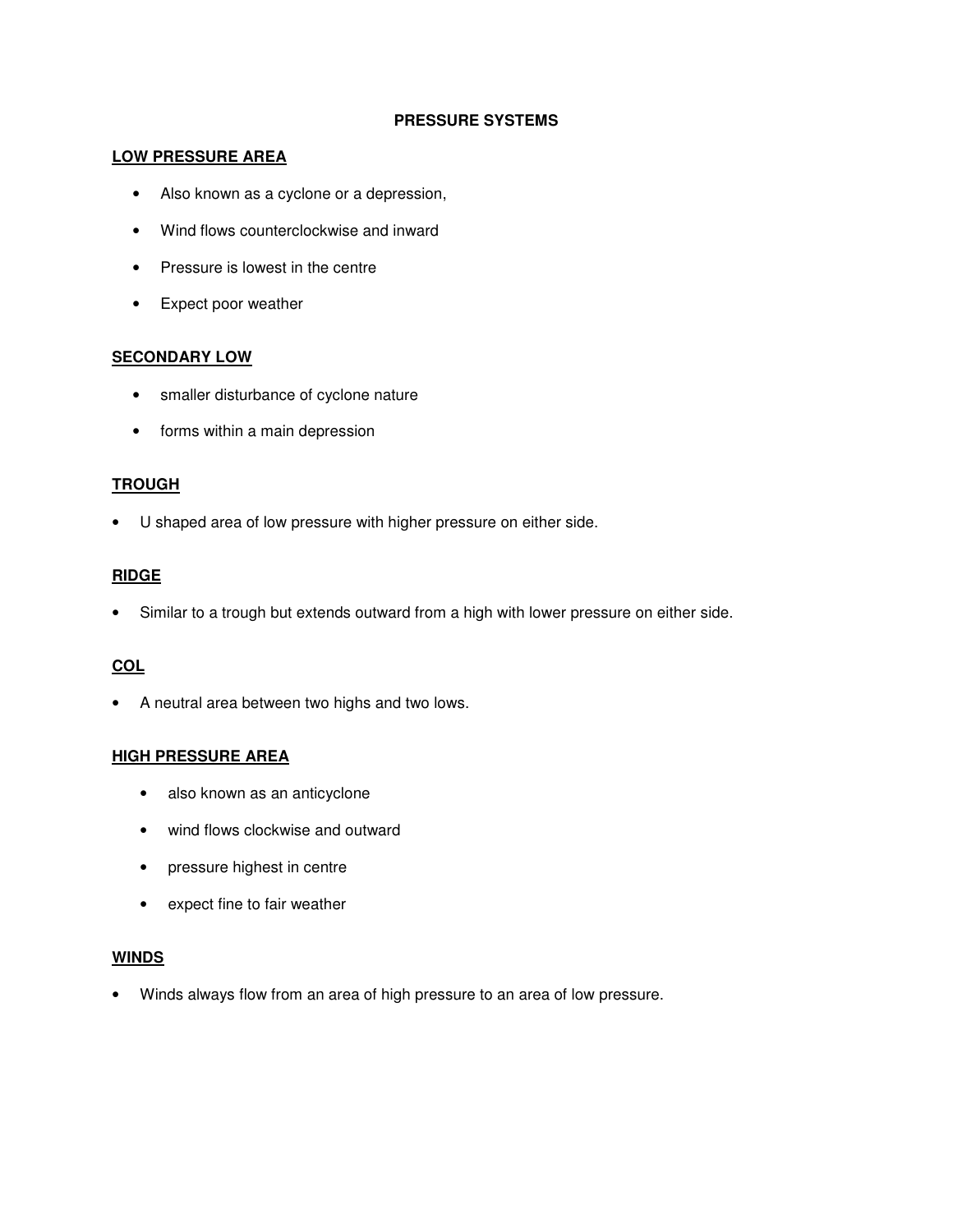# PRESSURE SYSTEMS

## LOW PRESSURE AREA

- Also known as a cyclone or a depression,
- Wind flows counterclockwise and inward
- Pressure is lowest in the centre
- Expect poor weather

## SECONDARY LOW

- smaller disturbance of cyclone nature
- forms within a main depression

## TROUGH

- U shaped area of low pressure with higher pressure on either side.

## RIDGE

- Similar to a trough but extends outward from a high with lower pressure on either side.

## COL

- A neutral area between two highs and two lows.

## HIGH PRESSURE AREA

- also known as an anticyclone
- wind flows clockwise and outward
- pressure highest in centre
- expect fine to fair weather

## WINDS

- Winds always flow from an area of high pressure to an area of low pressure.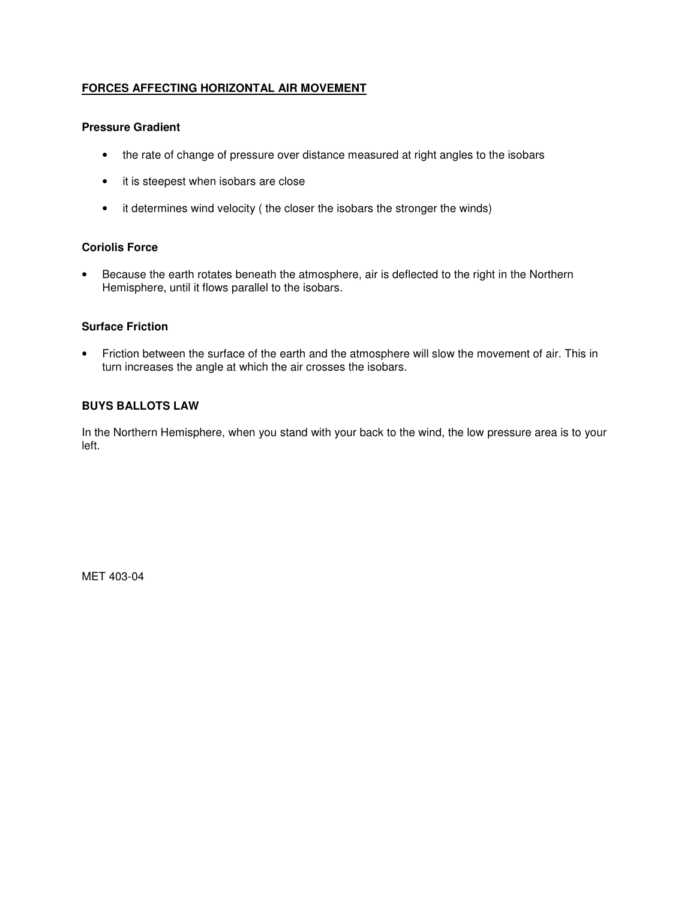## FORCES AFFECTING HORIZONTAL AIR MOVEMENT

### Pressure Gradient

- the rate of change of pressure over distance measured at right angles to the isobars
- it is steepest when isobars are close
- it determines wind velocity ( the closer the isobars the stronger the winds)

### Coriolis Force

- Because the earth rotates beneath the atmosphere, air is deflected to the right in the Northern Hemisphere, until it flows parallel to the isobars.

### Surface Friction

- Friction between the surface of the earth and the atmosphere will slow the movement of air. This in turn increases the angle at which the air crosses the isobars.

### BUYS BALLOTS LAW

In the Northern Hemisphere, when you stand with your back to the wind, the low pressure area is to your left.

MET 403-04